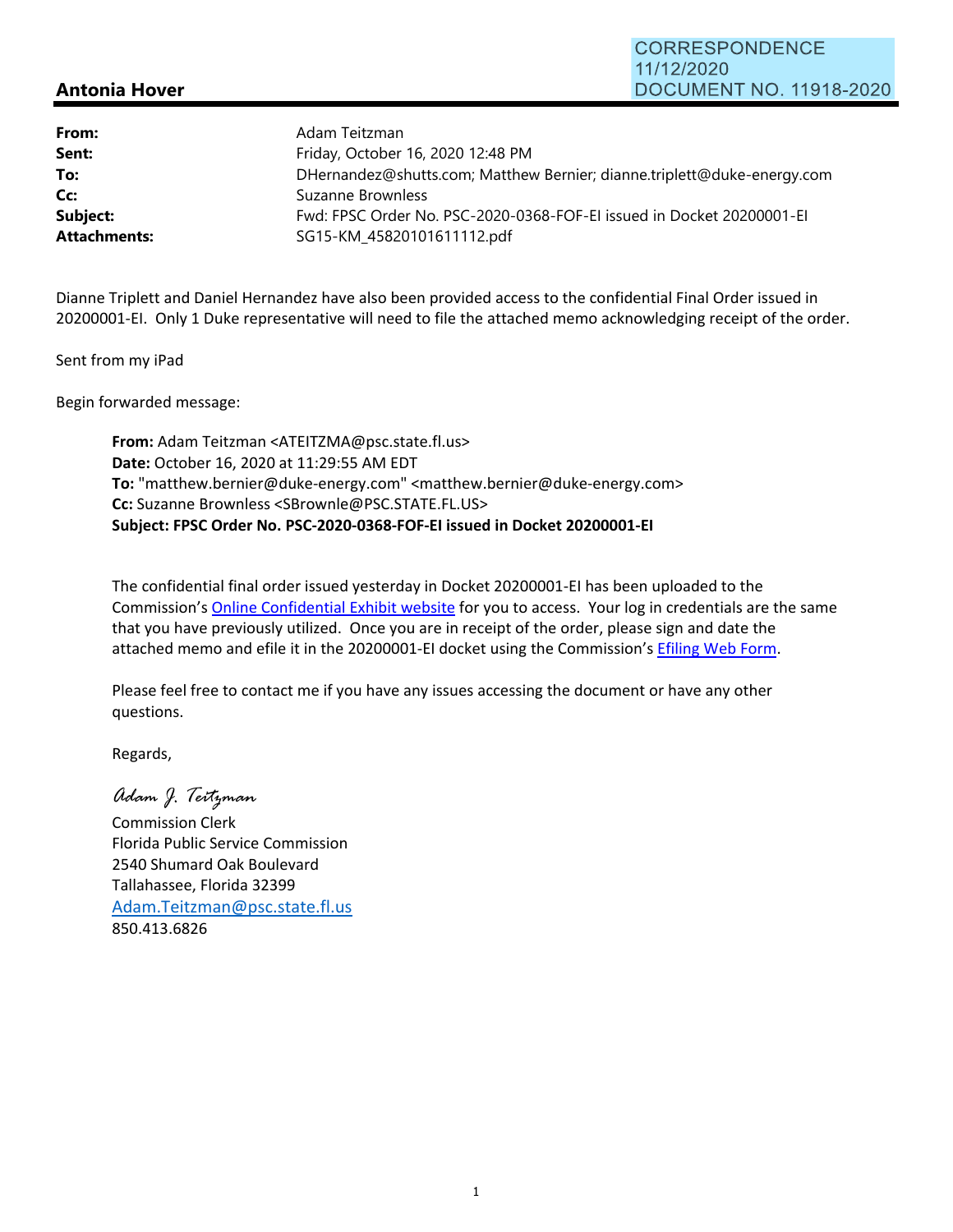CORRESPONDENCE
11/12/2020
DOCUMENT NO. 11918-2020

**Antonia Hover**

| | |
|---|---|
| **From:** | Adam Teitzman |
| **Sent:** | Friday, October 16, 2020 12:48 PM |
| **To:** | DHernandez@shutts.com; Matthew Bernier; dianne.triplett@duke-energy.com |
| **Cc:** | Suzanne Brownless |
| **Subject:** | Fwd: FPSC Order No. PSC-2020-0368-FOF-EI issued in Docket 20200001-EI |
| **Attachments:** | SG15-KM_45820101611112.pdf |

Dianne Triplett and Daniel Hernandez have also been provided access to the confidential Final Order issued in 20200001-EI. Only 1 Duke representative will need to file the attached memo acknowledging receipt of the order.

Sent from my iPad

Begin forwarded message:

> **From:** Adam Teitzman <ATEITZMA@psc.state.fl.us>
> **Date:** October 16, 2020 at 11:29:55 AM EDT
> **To:** "matthew.bernier@duke-energy.com" <matthew.bernier@duke-energy.com>
> **Cc:** Suzanne Brownless <SBrownle@PSC.STATE.FL.US>
> **Subject: FPSC Order No. PSC-2020-0368-FOF-EI issued in Docket 20200001-EI**
>
> The confidential final order issued yesterday in Docket 20200001-EI has been uploaded to the Commission's Online Confidential Exhibit website for you to access. Your log in credentials are the same that you have previously utilized. Once you are in receipt of the order, please sign and date the attached memo and efile it in the 20200001-EI docket using the Commission's Efiling Web Form.
>
> Please feel free to contact me if you have any issues accessing the document or have any other questions.
>
> Regards,
>
> *Adam J. Teitzman*
> Commission Clerk
> Florida Public Service Commission
> 2540 Shumard Oak Boulevard
> Tallahassee, Florida 32399
> Adam.Teitzman@psc.state.fl.us
> 850.413.6826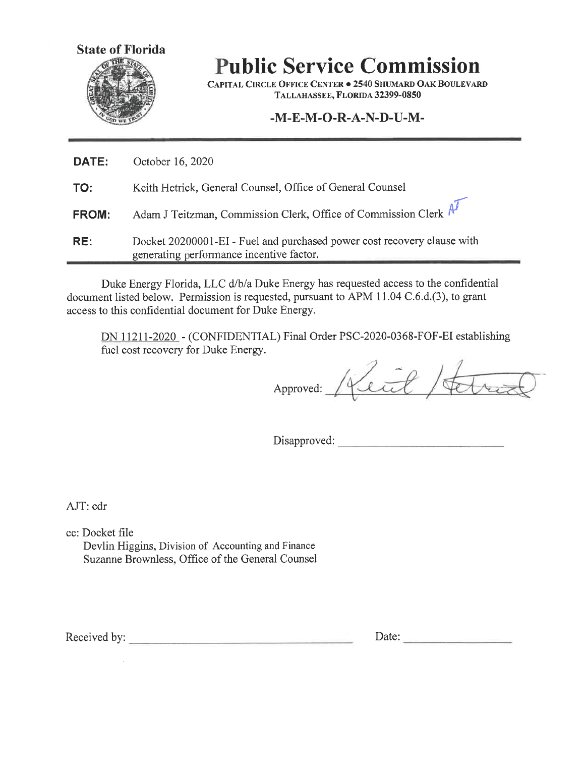State of Florida

# Public Service Commission

CAPITAL CIRCLE OFFICE CENTER • 2540 SHUMARD OAK BOULEVARD
TALLAHASSEE, FLORIDA 32399-0850

## -M-E-M-O-R-A-N-D-U-M-

| | |
|---|---|
| **DATE:** | October 16, 2020 |
| **TO:** | Keith Hetrick, General Counsel, Office of General Counsel |
| **FROM:** | Adam J Teitzman, Commission Clerk, Office of Commission Clerk AT |
| **RE:** | Docket 20200001-EI - Fuel and purchased power cost recovery clause with generating performance incentive factor. |

Duke Energy Florida, LLC d/b/a Duke Energy has requested access to the confidential document listed below. Permission is requested, pursuant to APM 11.04 C.6.d.(3), to grant access to this confidential document for Duke Energy.

DN 11211-2020 - (CONFIDENTIAL) Final Order PSC-2020-0368-FOF-EI establishing fuel cost recovery for Duke Energy.

Approved: Keith Hetrick

Disapproved: ____________________

AJT: cdr

cc: Docket file
Devlin Higgins, Division of Accounting and Finance
Suzanne Brownless, Office of the General Counsel

Received by: ______________________ Date: ______________